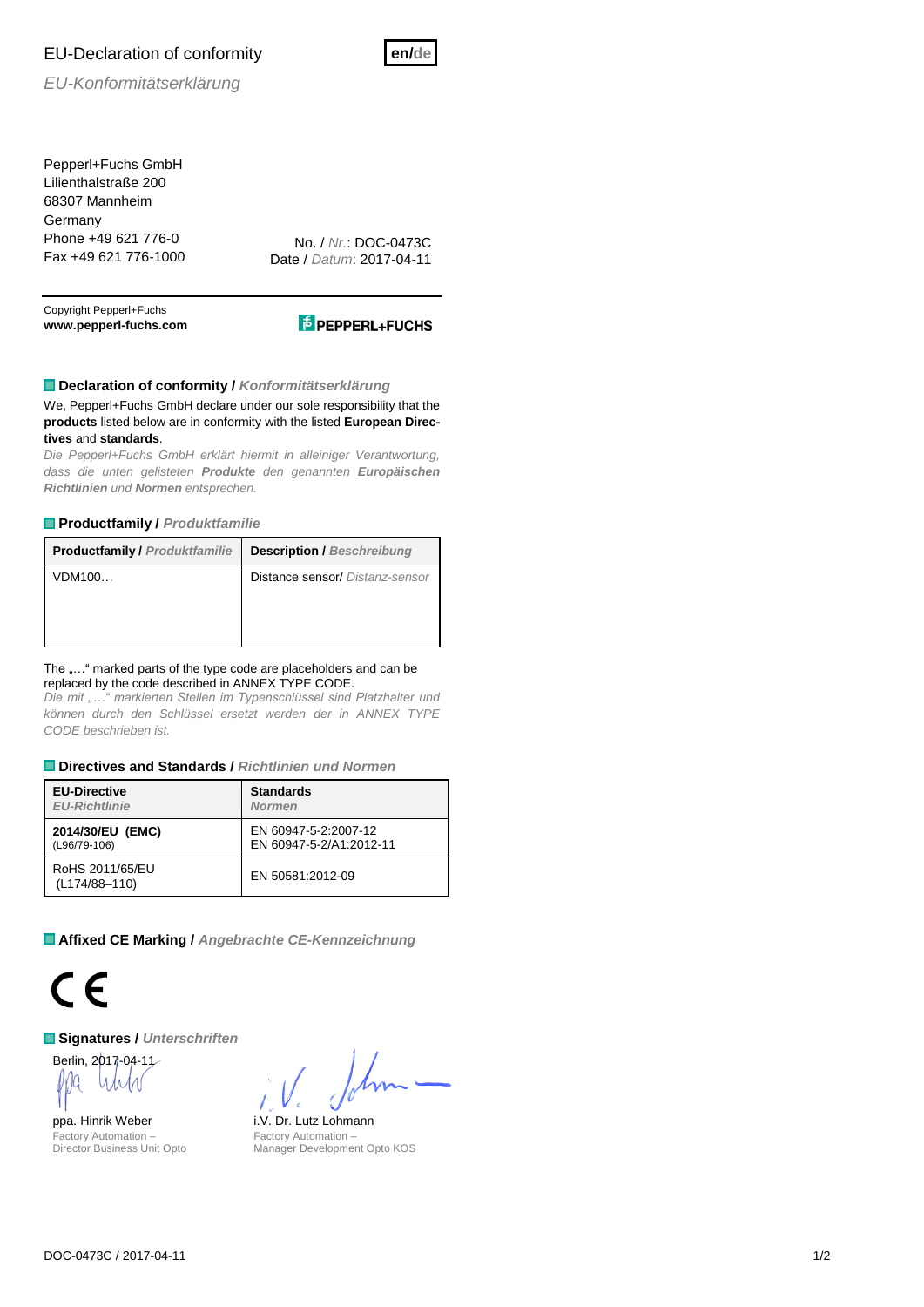# EU-Declaration of conformity

*EU-Konformitätserklärung*

**en/de**

Pepperl+Fuchs GmbH
Lilienthalstraße 200
68307 Mannheim
Germany
Phone +49 621 776-0
Fax +49 621 776-1000

No. / *Nr.*: DOC-0473C
Date / *Datum*: 2017-04-11

Copyright Pepperl+Fuchs
**www.pepperl-fuchs.com**

PEPPERL+FUCHS

## Declaration of conformity / *Konformitätserklärung*

We, Pepperl+Fuchs GmbH declare under our sole responsibility that the **products** listed below are in conformity with the listed **European Directives** and **standards**.

*Die Pepperl+Fuchs GmbH erklärt hiermit in alleiniger Verantwortung, dass die unten gelisteten **Produkte** den genannten **Europäischen Richtlinien** und **Normen** entsprechen.*

## Productfamily / *Produktfamilie*

| **Productfamily** / *Produktfamilie* | **Description** / *Beschreibung* |
|---|---|
| VDM100… | Distance sensor/ *Distanz-sensor* |

The „…" marked parts of the type code are placeholders and can be replaced by the code described in ANNEX TYPE CODE.

*Die mit „…" markierten Stellen im Typenschlüssel sind Platzhalter und können durch den Schlüssel ersetzt werden der in ANNEX TYPE CODE beschrieben ist.*

## Directives and Standards / *Richtlinien und Normen*

| **EU-Directive** *EU-Richtlinie* | **Standards** *Normen* |
|---|---|
| **2014/30/EU (EMC)** (L96/79-106) | EN 60947-5-2:2007-12 EN 60947-5-2/A1:2012-11 |
| RoHS 2011/65/EU (L174/88–110) | EN 50581:2012-09 |

## Affixed CE Marking / *Angebrachte CE-Kennzeichnung*

CE

## Signatures / *Unterschriften*

Berlin, 2017-04-11

ppa. Hinrik Weber
Factory Automation –
Director Business Unit Opto

i.V. Dr. Lutz Lohmann
Factory Automation –
Manager Development Opto KOS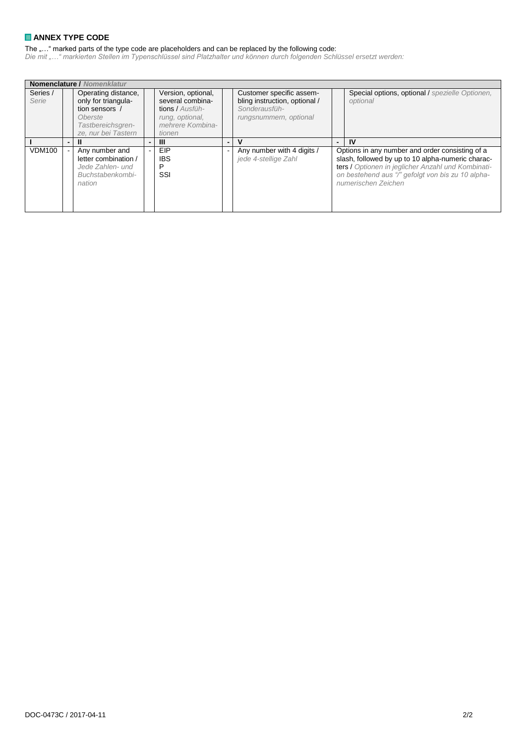## ANNEX TYPE CODE

The „…" marked parts of the type code are placeholders and can be replaced by the following code:
*Die mit „…" markierten Stellen im Typenschlüssel sind Platzhalter und können durch folgenden Schlüssel ersetzt werden:*

| **Nomenclature / *Nomenklatur*** | | | | | | | | |
|---|---|---|---|---|---|---|---|---|
| Series / *Serie* | | Operating distance, only for triangulation sensors / *Oberste Tastbereichsgrenze, nur bei Tastern* | | Version, optional, several combinations / *Ausführung, optional, mehrere Kombinationen* | | Customer specific assembling instruction, optional / *Sonderausführungsnummern, optional* | | Special options, optional / *spezielle Optionen, optional* |
| **I** | **-** | **II** | **-** | **III** | **-** | **V** | **-** | **IV** |
| VDM100 | - | Any number and letter combination / *Jede Zahlen- und Buchstabenkombination* | - | EIP<br>IBS<br>P<br>SSI | - | Any number with 4 digits / *jede 4-stellige Zahl* | | Options in any number and order consisting of a slash, followed by up to 10 alpha-numeric characters / *Optionen in jeglicher Anzahl und Kombination bestehend aus "/" gefolgt von bis zu 10 alphanumerischen Zeichen* |

DOC-0473C / 2017-04-11